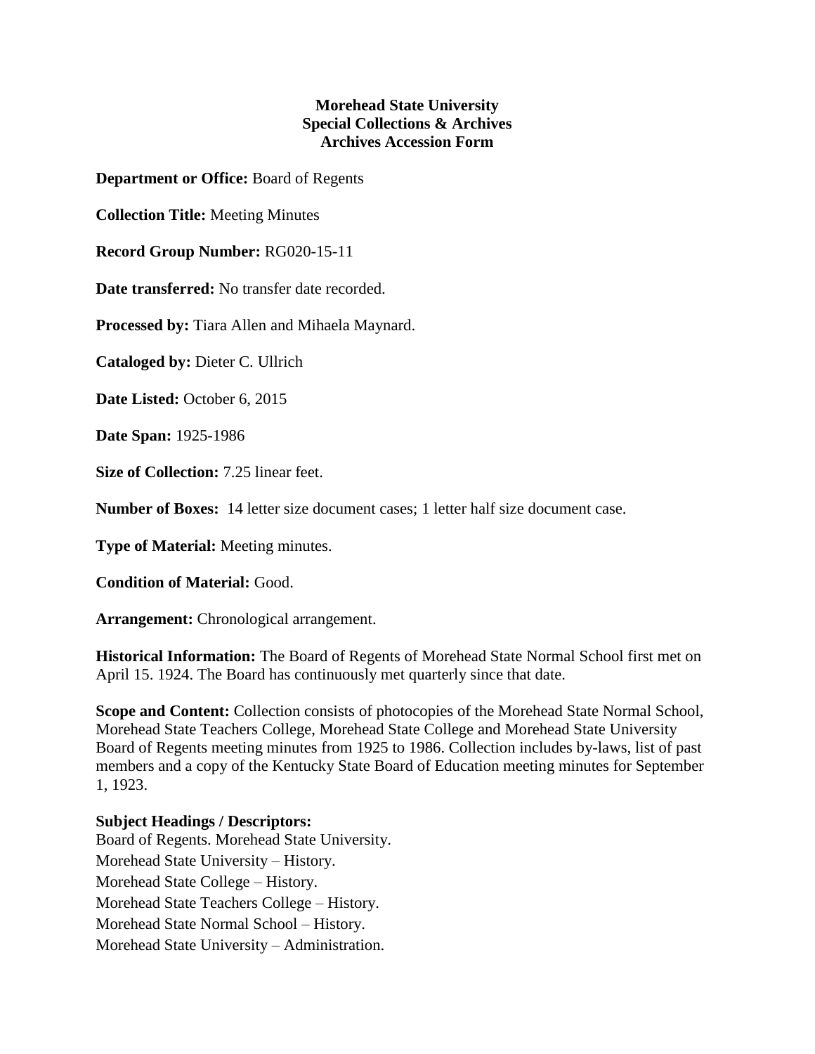**Morehead State University**
**Special Collections & Archives**
**Archives Accession Form**

**Department or Office:** Board of Regents

**Collection Title:** Meeting Minutes

**Record Group Number:** RG020-15-11

**Date transferred:** No transfer date recorded.

**Processed by:** Tiara Allen and Mihaela Maynard.

**Cataloged by:** Dieter C. Ullrich

**Date Listed:** October 6, 2015

**Date Span:** 1925-1986

**Size of Collection:** 7.25 linear feet.

**Number of Boxes:** 14 letter size document cases; 1 letter half size document case.

**Type of Material:** Meeting minutes.

**Condition of Material:** Good.

**Arrangement:** Chronological arrangement.

**Historical Information:** The Board of Regents of Morehead State Normal School first met on April 15. 1924. The Board has continuously met quarterly since that date.

**Scope and Content:** Collection consists of photocopies of the Morehead State Normal School, Morehead State Teachers College, Morehead State College and Morehead State University Board of Regents meeting minutes from 1925 to 1986. Collection includes by-laws, list of past members and a copy of the Kentucky State Board of Education meeting minutes for September 1, 1923.

**Subject Headings / Descriptors:**
Board of Regents. Morehead State University.
Morehead State University – History.
Morehead State College – History.
Morehead State Teachers College – History.
Morehead State Normal School – History.
Morehead State University – Administration.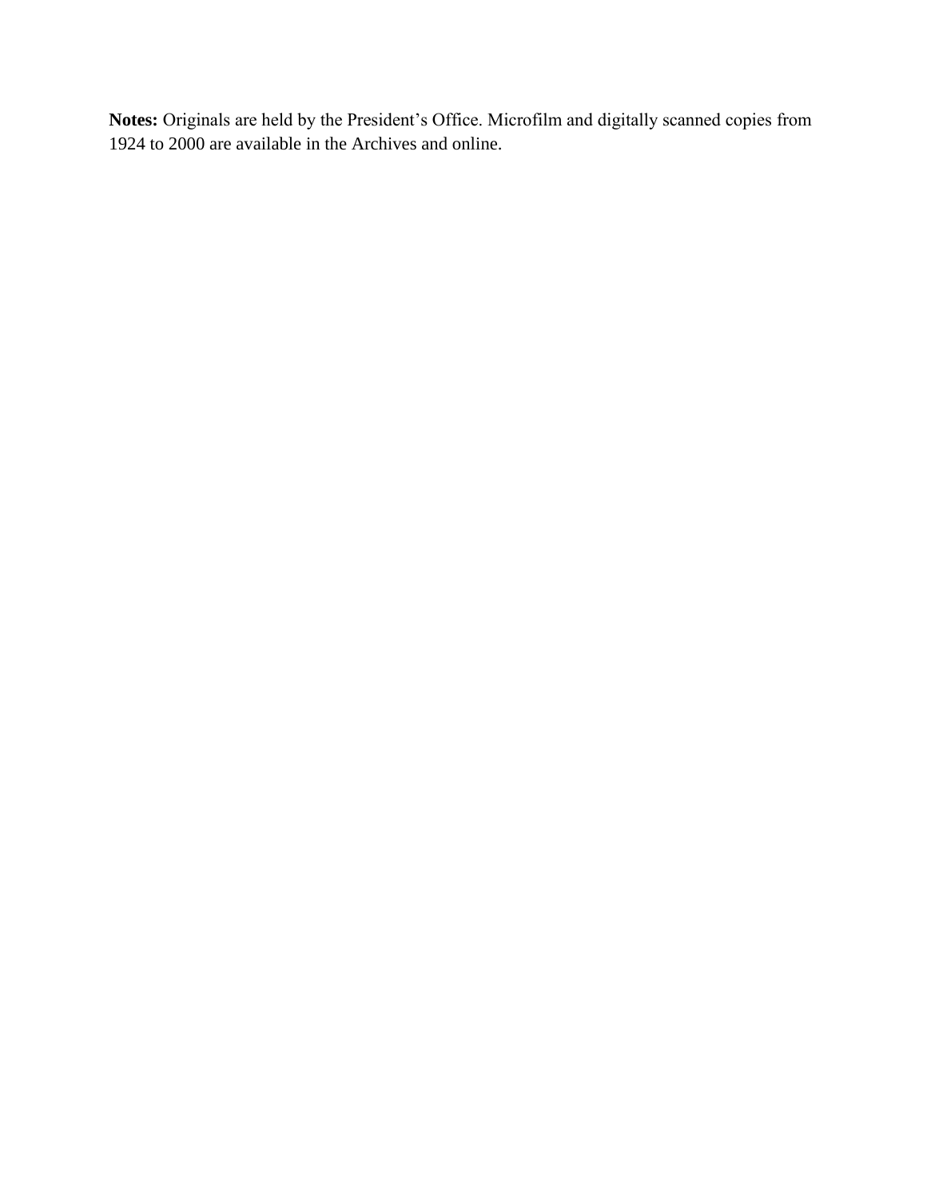**Notes:** Originals are held by the President's Office. Microfilm and digitally scanned copies from 1924 to 2000 are available in the Archives and online.